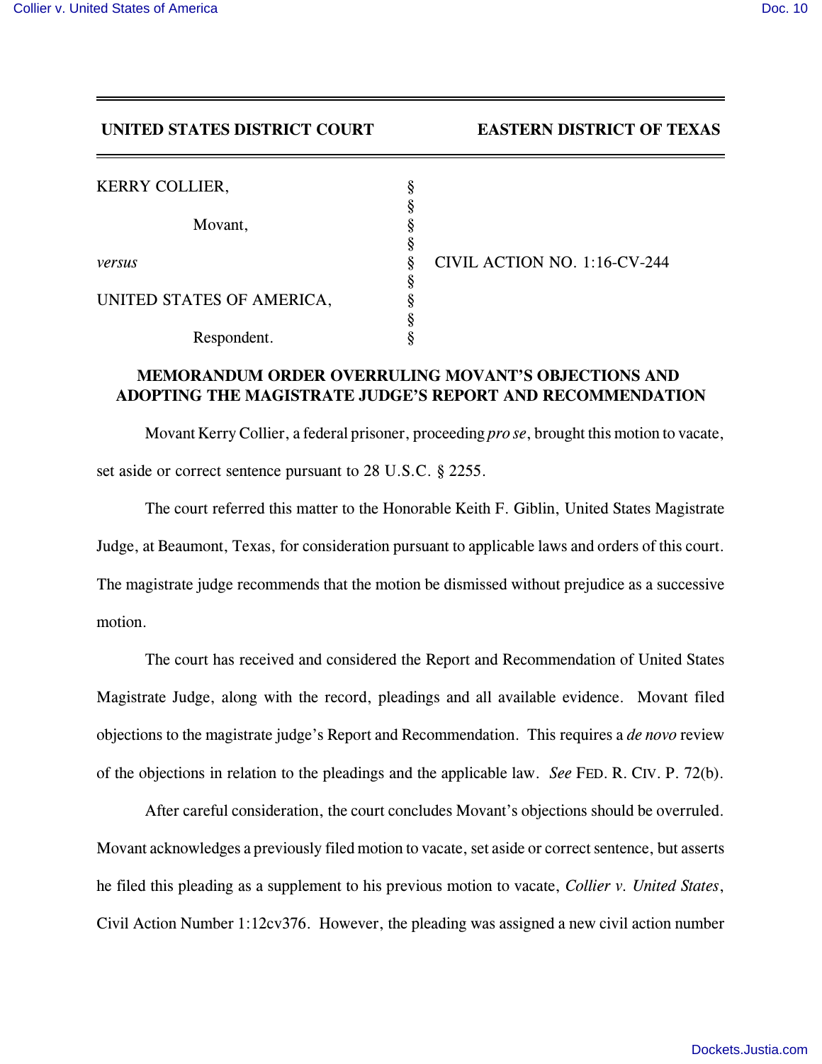**UNITED STATES DISTRICT COURT** **EASTERN DISTRICT OF TEXAS**

| | | |
|---|---|---|
| KERRY COLLIER, | § | |
| | § | |
| Movant, | § | |
| | § | |
| *versus* | § | CIVIL ACTION NO. 1:16-CV-244 |
| | § | |
| UNITED STATES OF AMERICA, | § | |
| | § | |
| Respondent. | § | |

## MEMORANDUM ORDER OVERRULING MOVANT'S OBJECTIONS AND ADOPTING THE MAGISTRATE JUDGE'S REPORT AND RECOMMENDATION

Movant Kerry Collier, a federal prisoner, proceeding *pro se*, brought this motion to vacate, set aside or correct sentence pursuant to 28 U.S.C. § 2255.

The court referred this matter to the Honorable Keith F. Giblin, United States Magistrate Judge, at Beaumont, Texas, for consideration pursuant to applicable laws and orders of this court. The magistrate judge recommends that the motion be dismissed without prejudice as a successive motion.

The court has received and considered the Report and Recommendation of United States Magistrate Judge, along with the record, pleadings and all available evidence. Movant filed objections to the magistrate judge's Report and Recommendation. This requires a *de novo* review of the objections in relation to the pleadings and the applicable law. *See* FED. R. CIV. P. 72(b).

After careful consideration, the court concludes Movant's objections should be overruled. Movant acknowledges a previously filed motion to vacate, set aside or correct sentence, but asserts he filed this pleading as a supplement to his previous motion to vacate, *Collier v. United States*, Civil Action Number 1:12cv376. However, the pleading was assigned a new civil action number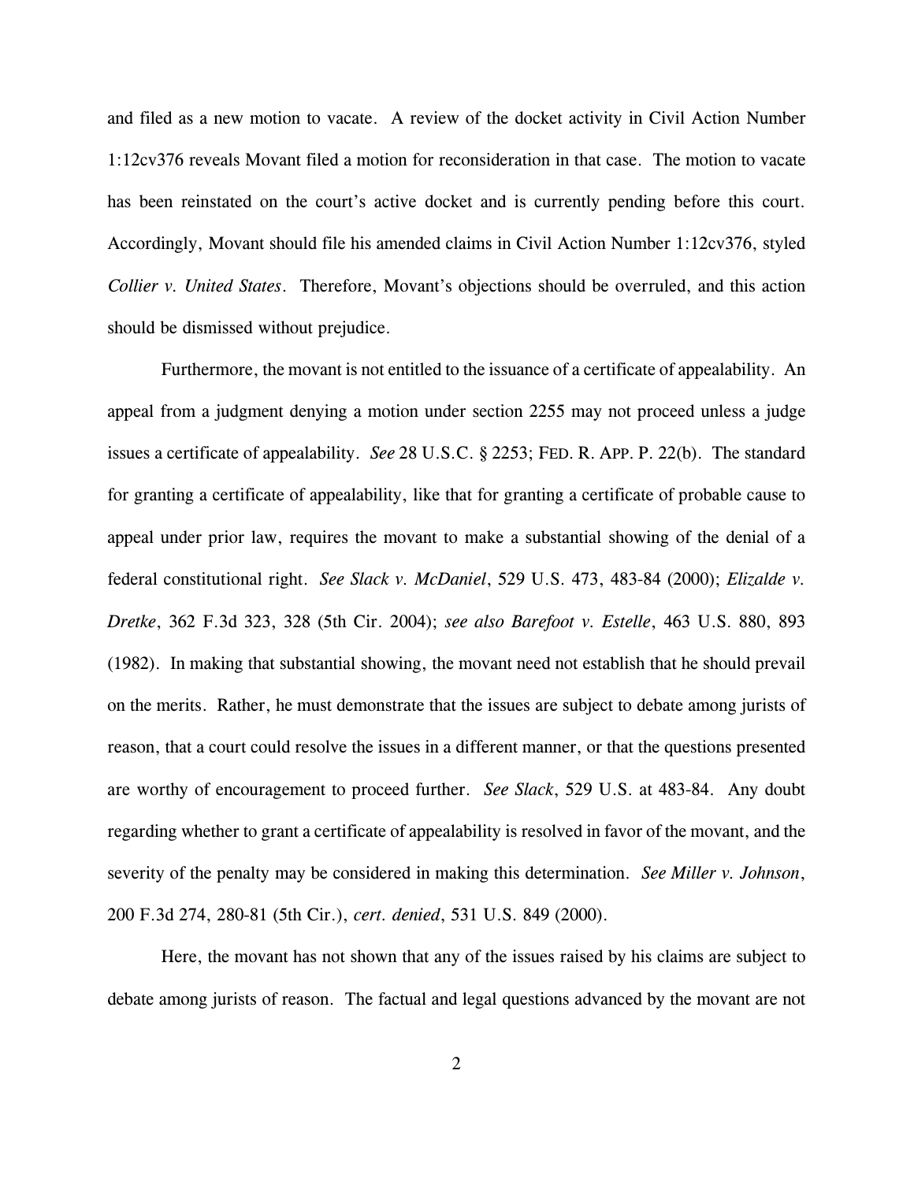and filed as a new motion to vacate. A review of the docket activity in Civil Action Number 1:12cv376 reveals Movant filed a motion for reconsideration in that case. The motion to vacate has been reinstated on the court's active docket and is currently pending before this court. Accordingly, Movant should file his amended claims in Civil Action Number 1:12cv376, styled *Collier v. United States*. Therefore, Movant's objections should be overruled, and this action should be dismissed without prejudice.

Furthermore, the movant is not entitled to the issuance of a certificate of appealability. An appeal from a judgment denying a motion under section 2255 may not proceed unless a judge issues a certificate of appealability. *See* 28 U.S.C. § 2253; FED. R. APP. P. 22(b). The standard for granting a certificate of appealability, like that for granting a certificate of probable cause to appeal under prior law, requires the movant to make a substantial showing of the denial of a federal constitutional right. *See Slack v. McDaniel*, 529 U.S. 473, 483-84 (2000); *Elizalde v. Dretke*, 362 F.3d 323, 328 (5th Cir. 2004); *see also Barefoot v. Estelle*, 463 U.S. 880, 893 (1982). In making that substantial showing, the movant need not establish that he should prevail on the merits. Rather, he must demonstrate that the issues are subject to debate among jurists of reason, that a court could resolve the issues in a different manner, or that the questions presented are worthy of encouragement to proceed further. *See Slack*, 529 U.S. at 483-84. Any doubt regarding whether to grant a certificate of appealability is resolved in favor of the movant, and the severity of the penalty may be considered in making this determination. *See Miller v. Johnson*, 200 F.3d 274, 280-81 (5th Cir.), *cert. denied*, 531 U.S. 849 (2000).

Here, the movant has not shown that any of the issues raised by his claims are subject to debate among jurists of reason. The factual and legal questions advanced by the movant are not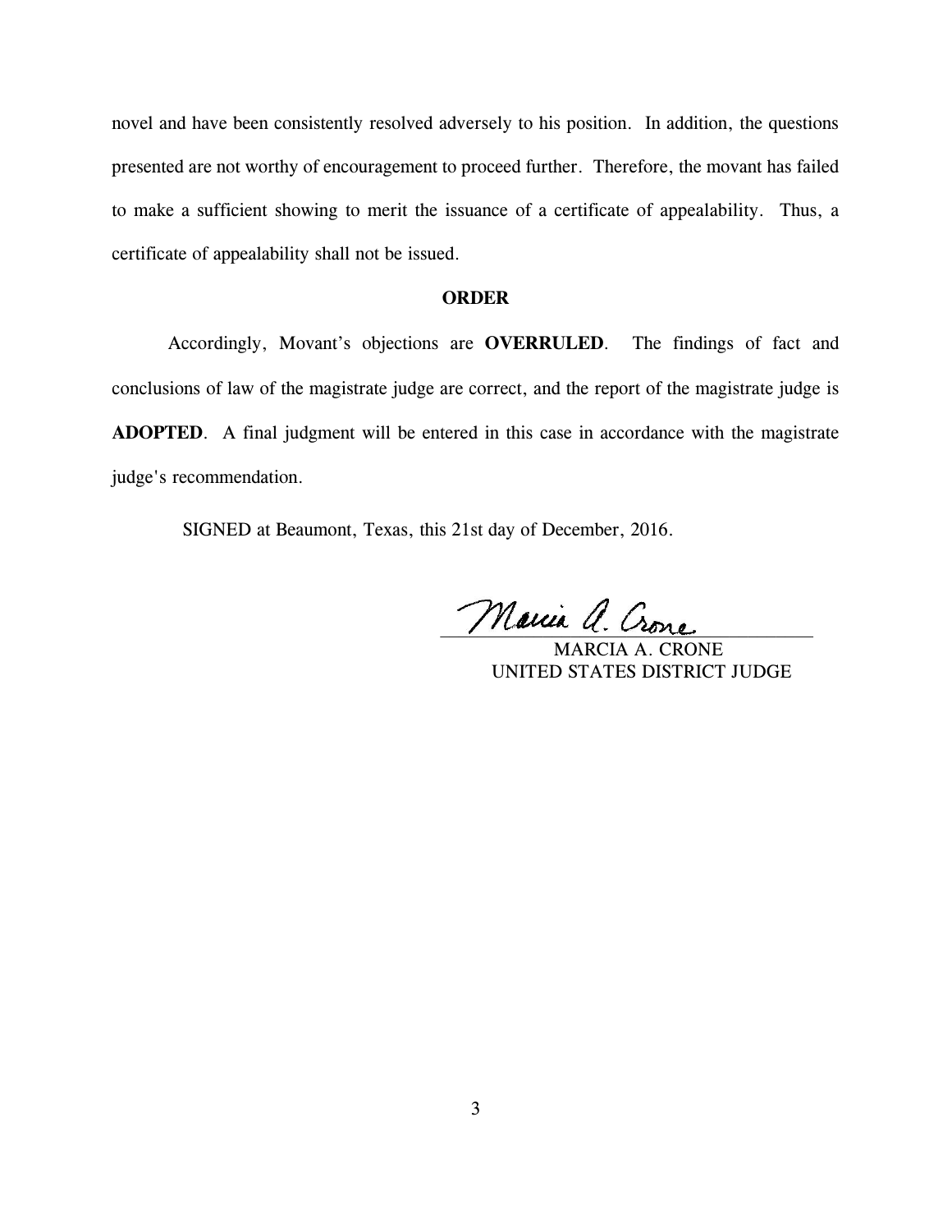novel and have been consistently resolved adversely to his position. In addition, the questions presented are not worthy of encouragement to proceed further. Therefore, the movant has failed to make a sufficient showing to merit the issuance of a certificate of appealability. Thus, a certificate of appealability shall not be issued.

## ORDER

Accordingly, Movant's objections are **OVERRULED**. The findings of fact and conclusions of law of the magistrate judge are correct, and the report of the magistrate judge is **ADOPTED**. A final judgment will be entered in this case in accordance with the magistrate judge's recommendation.

SIGNED at Beaumont, Texas, this 21st day of December, 2016.

Marcia A. Crone

MARCIA A. CRONE
UNITED STATES DISTRICT JUDGE